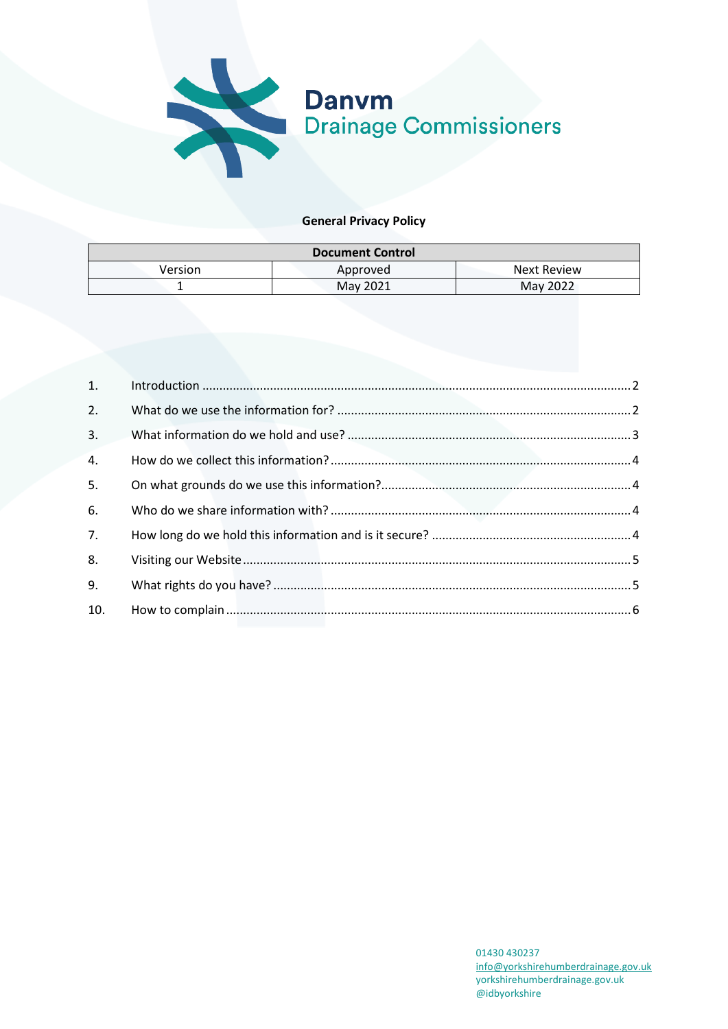# Danvm Drainage Commissioners

## General Privacy Policy

| Document Control | | |
|---|---|---|
| Version | Approved | Next Review |
| 1 | May 2021 | May 2022 |

1. Introduction .......... 2
2. What do we use the information for? .......... 2
3. What information do we hold and use? .......... 3
4. How do we collect this information? .......... 4
5. On what grounds do we use this information? .......... 4
6. Who do we share information with? .......... 4
7. How long do we hold this information and is it secure? .......... 4
8. Visiting our Website .......... 5
9. What rights do you have? .......... 5
10. How to complain .......... 6

01430 430237
info@yorkshirehumberdrainage.gov.uk
yorkshirehumberdrainage.gov.uk
@idbyorkshire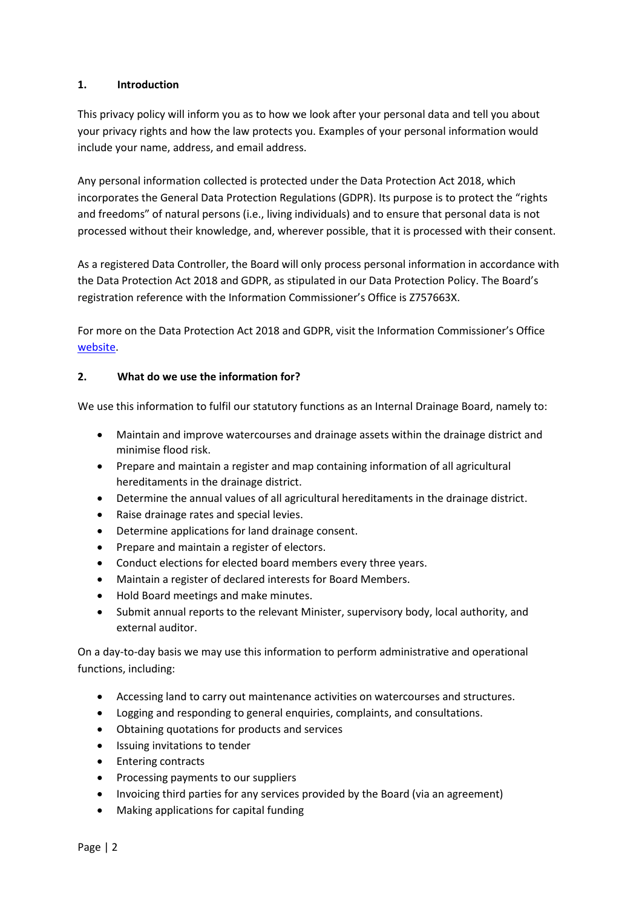## 1. Introduction

This privacy policy will inform you as to how we look after your personal data and tell you about your privacy rights and how the law protects you. Examples of your personal information would include your name, address, and email address.

Any personal information collected is protected under the Data Protection Act 2018, which incorporates the General Data Protection Regulations (GDPR). Its purpose is to protect the "rights and freedoms" of natural persons (i.e., living individuals) and to ensure that personal data is not processed without their knowledge, and, wherever possible, that it is processed with their consent.

As a registered Data Controller, the Board will only process personal information in accordance with the Data Protection Act 2018 and GDPR, as stipulated in our Data Protection Policy. The Board's registration reference with the Information Commissioner's Office is Z757663X.

For more on the Data Protection Act 2018 and GDPR, visit the Information Commissioner's Office website.

## 2. What do we use the information for?

We use this information to fulfil our statutory functions as an Internal Drainage Board, namely to:

- Maintain and improve watercourses and drainage assets within the drainage district and minimise flood risk.
- Prepare and maintain a register and map containing information of all agricultural hereditaments in the drainage district.
- Determine the annual values of all agricultural hereditaments in the drainage district.
- Raise drainage rates and special levies.
- Determine applications for land drainage consent.
- Prepare and maintain a register of electors.
- Conduct elections for elected board members every three years.
- Maintain a register of declared interests for Board Members.
- Hold Board meetings and make minutes.
- Submit annual reports to the relevant Minister, supervisory body, local authority, and external auditor.

On a day-to-day basis we may use this information to perform administrative and operational functions, including:

- Accessing land to carry out maintenance activities on watercourses and structures.
- Logging and responding to general enquiries, complaints, and consultations.
- Obtaining quotations for products and services
- Issuing invitations to tender
- Entering contracts
- Processing payments to our suppliers
- Invoicing third parties for any services provided by the Board (via an agreement)
- Making applications for capital funding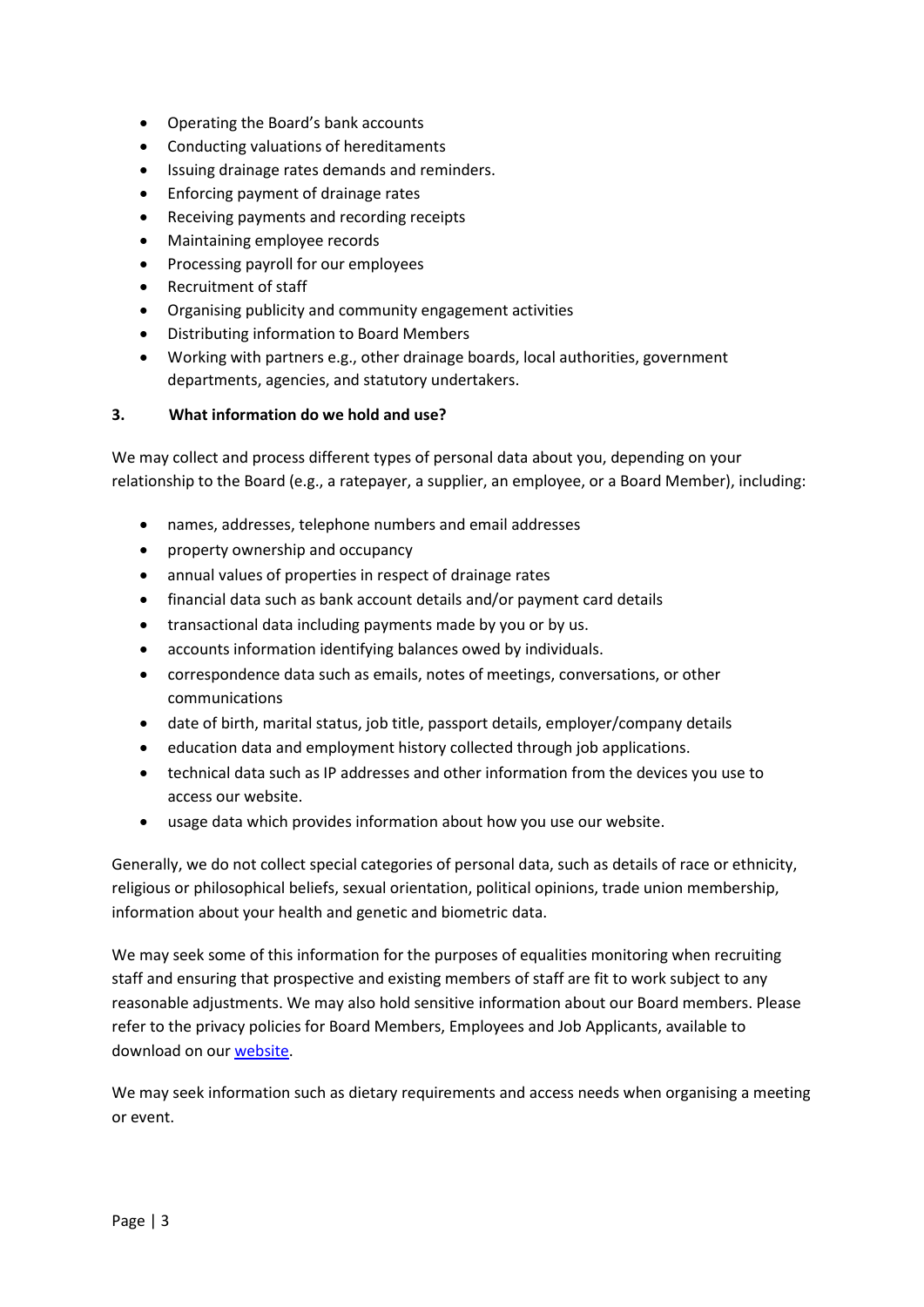- Operating the Board's bank accounts
- Conducting valuations of hereditaments
- Issuing drainage rates demands and reminders.
- Enforcing payment of drainage rates
- Receiving payments and recording receipts
- Maintaining employee records
- Processing payroll for our employees
- Recruitment of staff
- Organising publicity and community engagement activities
- Distributing information to Board Members
- Working with partners e.g., other drainage boards, local authorities, government departments, agencies, and statutory undertakers.

## 3. What information do we hold and use?

We may collect and process different types of personal data about you, depending on your relationship to the Board (e.g., a ratepayer, a supplier, an employee, or a Board Member), including:

- names, addresses, telephone numbers and email addresses
- property ownership and occupancy
- annual values of properties in respect of drainage rates
- financial data such as bank account details and/or payment card details
- transactional data including payments made by you or by us.
- accounts information identifying balances owed by individuals.
- correspondence data such as emails, notes of meetings, conversations, or other communications
- date of birth, marital status, job title, passport details, employer/company details
- education data and employment history collected through job applications.
- technical data such as IP addresses and other information from the devices you use to access our website.
- usage data which provides information about how you use our website.

Generally, we do not collect special categories of personal data, such as details of race or ethnicity, religious or philosophical beliefs, sexual orientation, political opinions, trade union membership, information about your health and genetic and biometric data.

We may seek some of this information for the purposes of equalities monitoring when recruiting staff and ensuring that prospective and existing members of staff are fit to work subject to any reasonable adjustments. We may also hold sensitive information about our Board members. Please refer to the privacy policies for Board Members, Employees and Job Applicants, available to download on our website.

We may seek information such as dietary requirements and access needs when organising a meeting or event.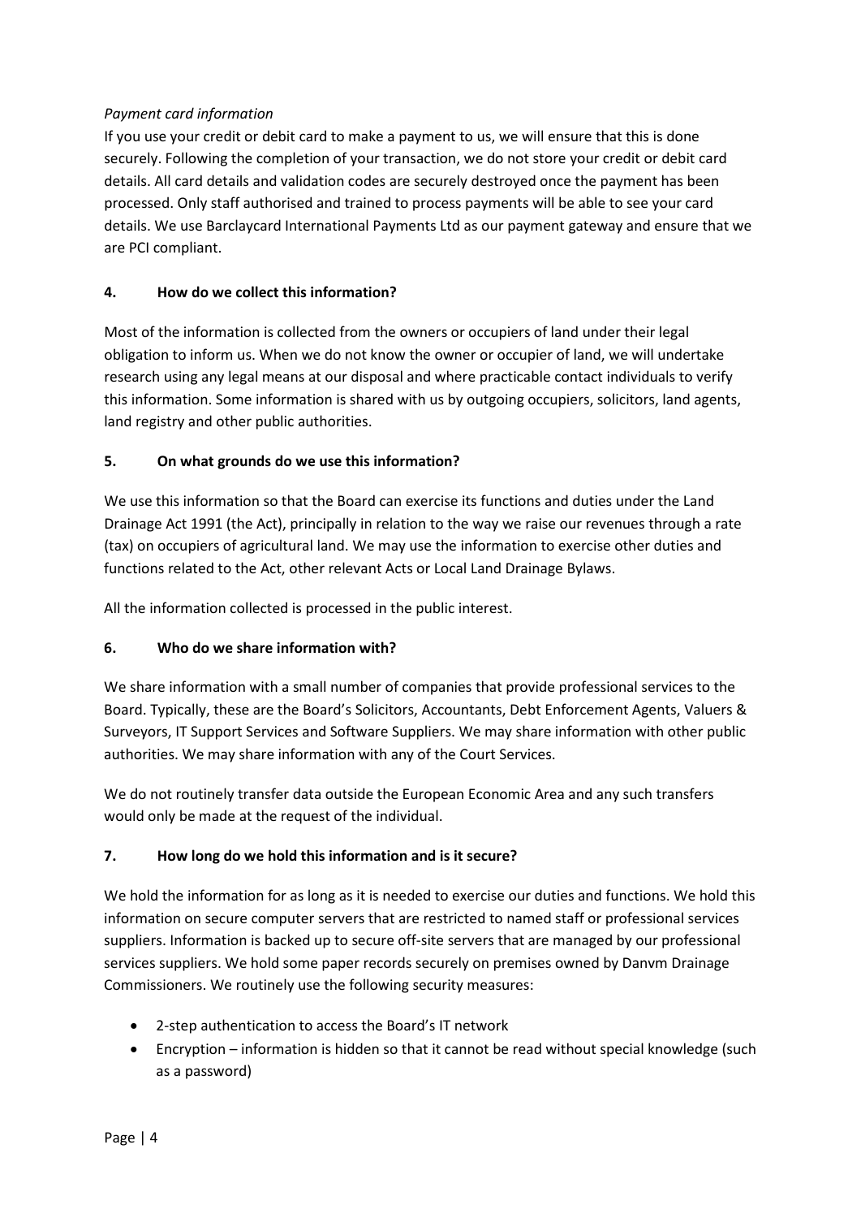*Payment card information*

If you use your credit or debit card to make a payment to us, we will ensure that this is done securely. Following the completion of your transaction, we do not store your credit or debit card details. All card details and validation codes are securely destroyed once the payment has been processed. Only staff authorised and trained to process payments will be able to see your card details. We use Barclaycard International Payments Ltd as our payment gateway and ensure that we are PCI compliant.

## 4. How do we collect this information?

Most of the information is collected from the owners or occupiers of land under their legal obligation to inform us. When we do not know the owner or occupier of land, we will undertake research using any legal means at our disposal and where practicable contact individuals to verify this information. Some information is shared with us by outgoing occupiers, solicitors, land agents, land registry and other public authorities.

## 5. On what grounds do we use this information?

We use this information so that the Board can exercise its functions and duties under the Land Drainage Act 1991 (the Act), principally in relation to the way we raise our revenues through a rate (tax) on occupiers of agricultural land. We may use the information to exercise other duties and functions related to the Act, other relevant Acts or Local Land Drainage Bylaws.

All the information collected is processed in the public interest.

## 6. Who do we share information with?

We share information with a small number of companies that provide professional services to the Board. Typically, these are the Board's Solicitors, Accountants, Debt Enforcement Agents, Valuers & Surveyors, IT Support Services and Software Suppliers. We may share information with other public authorities. We may share information with any of the Court Services.

We do not routinely transfer data outside the European Economic Area and any such transfers would only be made at the request of the individual.

## 7. How long do we hold this information and is it secure?

We hold the information for as long as it is needed to exercise our duties and functions. We hold this information on secure computer servers that are restricted to named staff or professional services suppliers. Information is backed up to secure off-site servers that are managed by our professional services suppliers. We hold some paper records securely on premises owned by Danvm Drainage Commissioners. We routinely use the following security measures:

- 2-step authentication to access the Board's IT network
- Encryption – information is hidden so that it cannot be read without special knowledge (such as a password)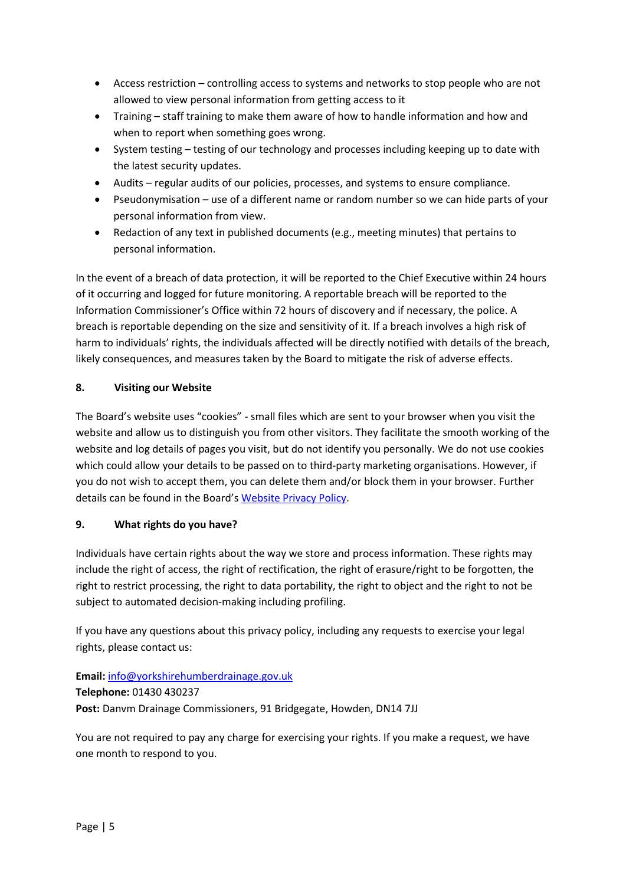- Access restriction – controlling access to systems and networks to stop people who are not allowed to view personal information from getting access to it
- Training – staff training to make them aware of how to handle information and how and when to report when something goes wrong.
- System testing – testing of our technology and processes including keeping up to date with the latest security updates.
- Audits – regular audits of our policies, processes, and systems to ensure compliance.
- Pseudonymisation – use of a different name or random number so we can hide parts of your personal information from view.
- Redaction of any text in published documents (e.g., meeting minutes) that pertains to personal information.

In the event of a breach of data protection, it will be reported to the Chief Executive within 24 hours of it occurring and logged for future monitoring. A reportable breach will be reported to the Information Commissioner's Office within 72 hours of discovery and if necessary, the police. A breach is reportable depending on the size and sensitivity of it. If a breach involves a high risk of harm to individuals' rights, the individuals affected will be directly notified with details of the breach, likely consequences, and measures taken by the Board to mitigate the risk of adverse effects.

## 8. Visiting our Website

The Board's website uses "cookies" - small files which are sent to your browser when you visit the website and allow us to distinguish you from other visitors. They facilitate the smooth working of the website and log details of pages you visit, but do not identify you personally. We do not use cookies which could allow your details to be passed on to third-party marketing organisations. However, if you do not wish to accept them, you can delete them and/or block them in your browser. Further details can be found in the Board's Website Privacy Policy.

## 9. What rights do you have?

Individuals have certain rights about the way we store and process information. These rights may include the right of access, the right of rectification, the right of erasure/right to be forgotten, the right to restrict processing, the right to data portability, the right to object and the right to not be subject to automated decision-making including profiling.

If you have any questions about this privacy policy, including any requests to exercise your legal rights, please contact us:

**Email:** info@yorkshirehumberdrainage.gov.uk
**Telephone:** 01430 430237
**Post:** Danvm Drainage Commissioners, 91 Bridgegate, Howden, DN14 7JJ

You are not required to pay any charge for exercising your rights. If you make a request, we have one month to respond to you.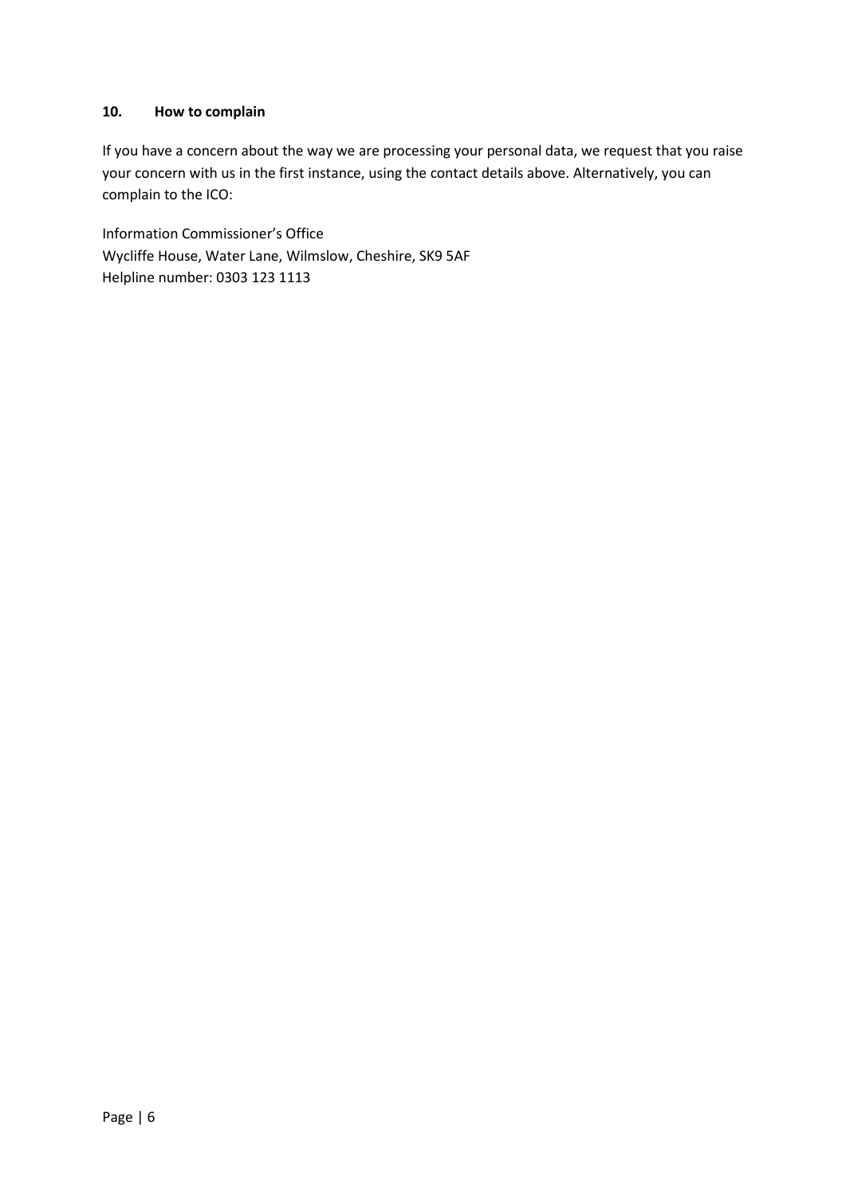## 10. How to complain

If you have a concern about the way we are processing your personal data, we request that you raise your concern with us in the first instance, using the contact details above. Alternatively, you can complain to the ICO:

Information Commissioner's Office
Wycliffe House, Water Lane, Wilmslow, Cheshire, SK9 5AF
Helpline number: 0303 123 1113